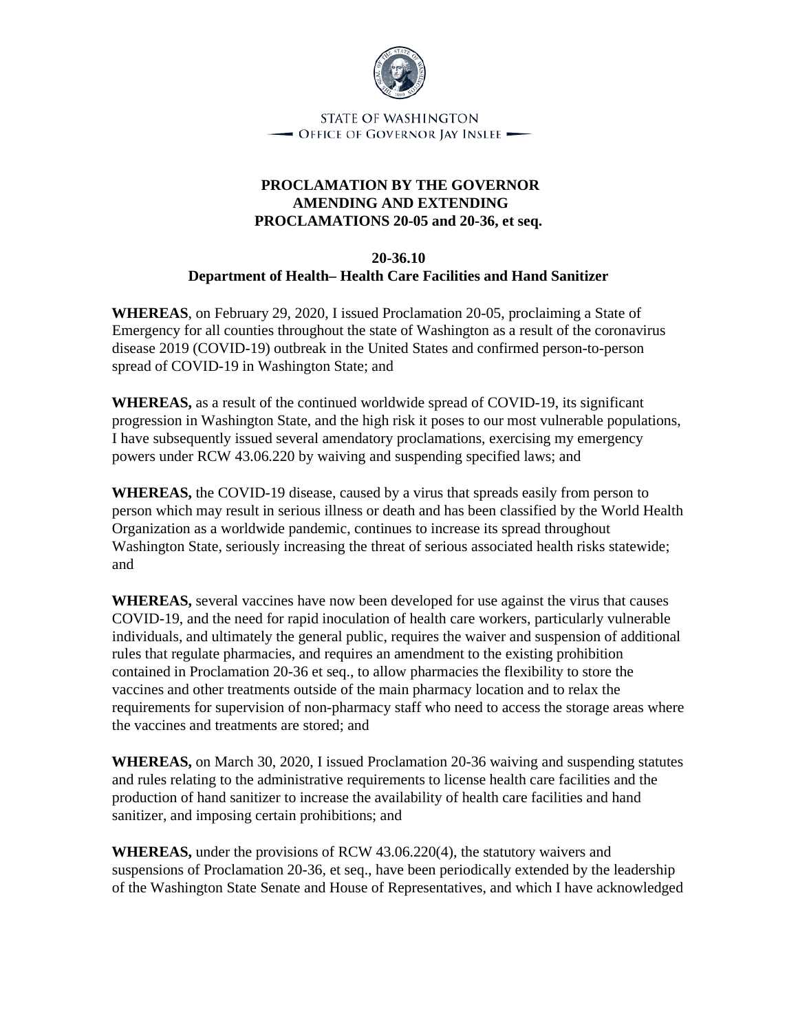STATE OF WASHINGTON
OFFICE OF GOVERNOR JAY INSLEE

# PROCLAMATION BY THE GOVERNOR AMENDING AND EXTENDING PROCLAMATIONS 20-05 and 20-36, et seq.

## 20-36.10
## Department of Health– Health Care Facilities and Hand Sanitizer

**WHEREAS**, on February 29, 2020, I issued Proclamation 20-05, proclaiming a State of Emergency for all counties throughout the state of Washington as a result of the coronavirus disease 2019 (COVID-19) outbreak in the United States and confirmed person-to-person spread of COVID-19 in Washington State; and

**WHEREAS,** as a result of the continued worldwide spread of COVID-19, its significant progression in Washington State, and the high risk it poses to our most vulnerable populations, I have subsequently issued several amendatory proclamations, exercising my emergency powers under RCW 43.06.220 by waiving and suspending specified laws; and

**WHEREAS,** the COVID-19 disease, caused by a virus that spreads easily from person to person which may result in serious illness or death and has been classified by the World Health Organization as a worldwide pandemic, continues to increase its spread throughout Washington State, seriously increasing the threat of serious associated health risks statewide; and

**WHEREAS,** several vaccines have now been developed for use against the virus that causes COVID-19, and the need for rapid inoculation of health care workers, particularly vulnerable individuals, and ultimately the general public, requires the waiver and suspension of additional rules that regulate pharmacies, and requires an amendment to the existing prohibition contained in Proclamation 20-36 et seq., to allow pharmacies the flexibility to store the vaccines and other treatments outside of the main pharmacy location and to relax the requirements for supervision of non-pharmacy staff who need to access the storage areas where the vaccines and treatments are stored; and

**WHEREAS,** on March 30, 2020, I issued Proclamation 20-36 waiving and suspending statutes and rules relating to the administrative requirements to license health care facilities and the production of hand sanitizer to increase the availability of health care facilities and hand sanitizer, and imposing certain prohibitions; and

**WHEREAS,** under the provisions of RCW 43.06.220(4), the statutory waivers and suspensions of Proclamation 20-36, et seq., have been periodically extended by the leadership of the Washington State Senate and House of Representatives, and which I have acknowledged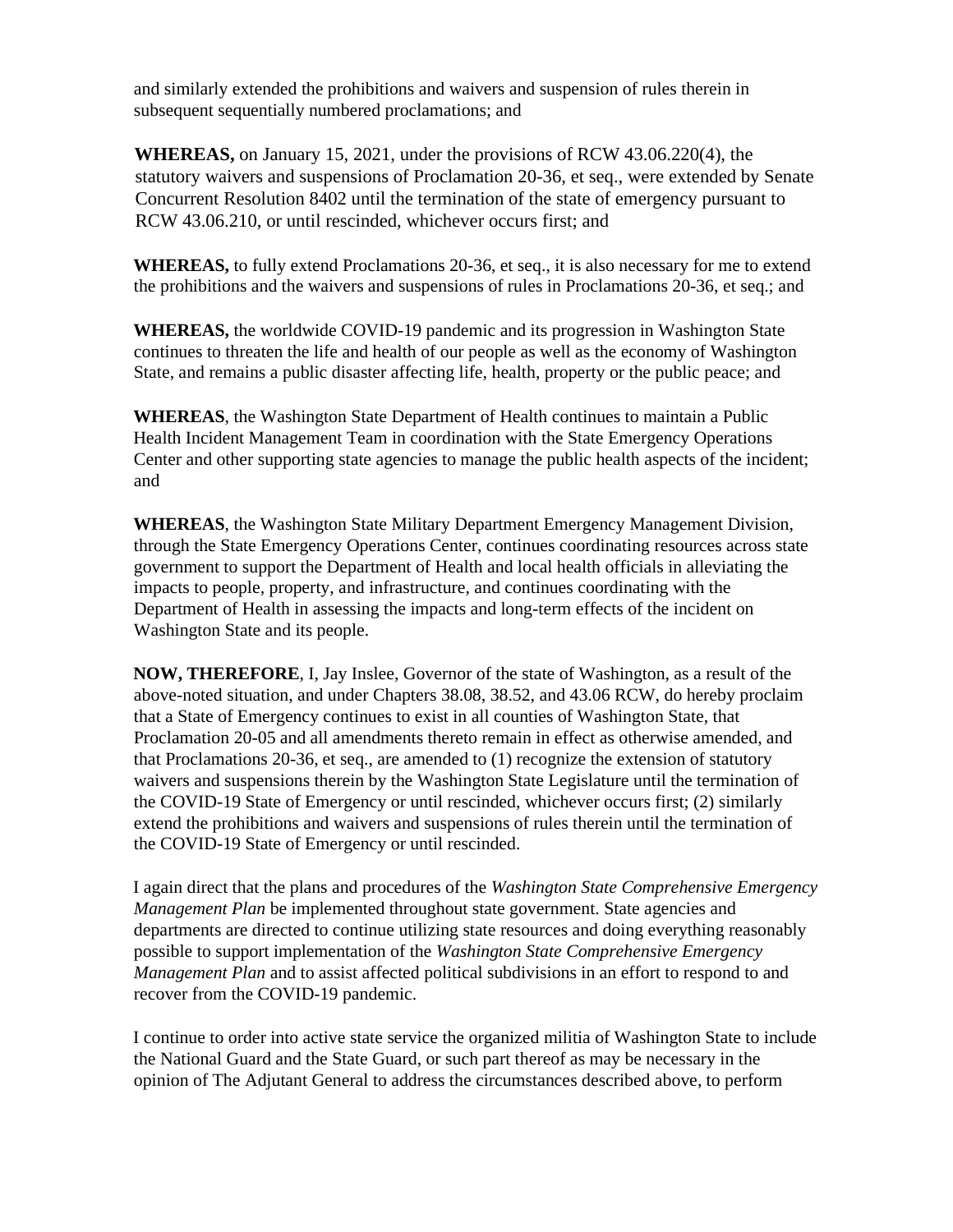and similarly extended the prohibitions and waivers and suspension of rules therein in subsequent sequentially numbered proclamations; and

**WHEREAS,** on January 15, 2021, under the provisions of RCW 43.06.220(4), the statutory waivers and suspensions of Proclamation 20-36, et seq., were extended by Senate Concurrent Resolution 8402 until the termination of the state of emergency pursuant to RCW 43.06.210, or until rescinded, whichever occurs first; and

**WHEREAS,** to fully extend Proclamations 20-36, et seq., it is also necessary for me to extend the prohibitions and the waivers and suspensions of rules in Proclamations 20-36, et seq.; and

**WHEREAS,** the worldwide COVID-19 pandemic and its progression in Washington State continues to threaten the life and health of our people as well as the economy of Washington State, and remains a public disaster affecting life, health, property or the public peace; and

**WHEREAS**, the Washington State Department of Health continues to maintain a Public Health Incident Management Team in coordination with the State Emergency Operations Center and other supporting state agencies to manage the public health aspects of the incident; and

**WHEREAS**, the Washington State Military Department Emergency Management Division, through the State Emergency Operations Center, continues coordinating resources across state government to support the Department of Health and local health officials in alleviating the impacts to people, property, and infrastructure, and continues coordinating with the Department of Health in assessing the impacts and long-term effects of the incident on Washington State and its people.

**NOW, THEREFORE**, I, Jay Inslee, Governor of the state of Washington, as a result of the above-noted situation, and under Chapters 38.08, 38.52, and 43.06 RCW, do hereby proclaim that a State of Emergency continues to exist in all counties of Washington State, that Proclamation 20-05 and all amendments thereto remain in effect as otherwise amended, and that Proclamations 20-36, et seq., are amended to (1) recognize the extension of statutory waivers and suspensions therein by the Washington State Legislature until the termination of the COVID-19 State of Emergency or until rescinded, whichever occurs first; (2) similarly extend the prohibitions and waivers and suspensions of rules therein until the termination of the COVID-19 State of Emergency or until rescinded.

I again direct that the plans and procedures of the *Washington State Comprehensive Emergency Management Plan* be implemented throughout state government. State agencies and departments are directed to continue utilizing state resources and doing everything reasonably possible to support implementation of the *Washington State Comprehensive Emergency Management Plan* and to assist affected political subdivisions in an effort to respond to and recover from the COVID-19 pandemic.

I continue to order into active state service the organized militia of Washington State to include the National Guard and the State Guard, or such part thereof as may be necessary in the opinion of The Adjutant General to address the circumstances described above, to perform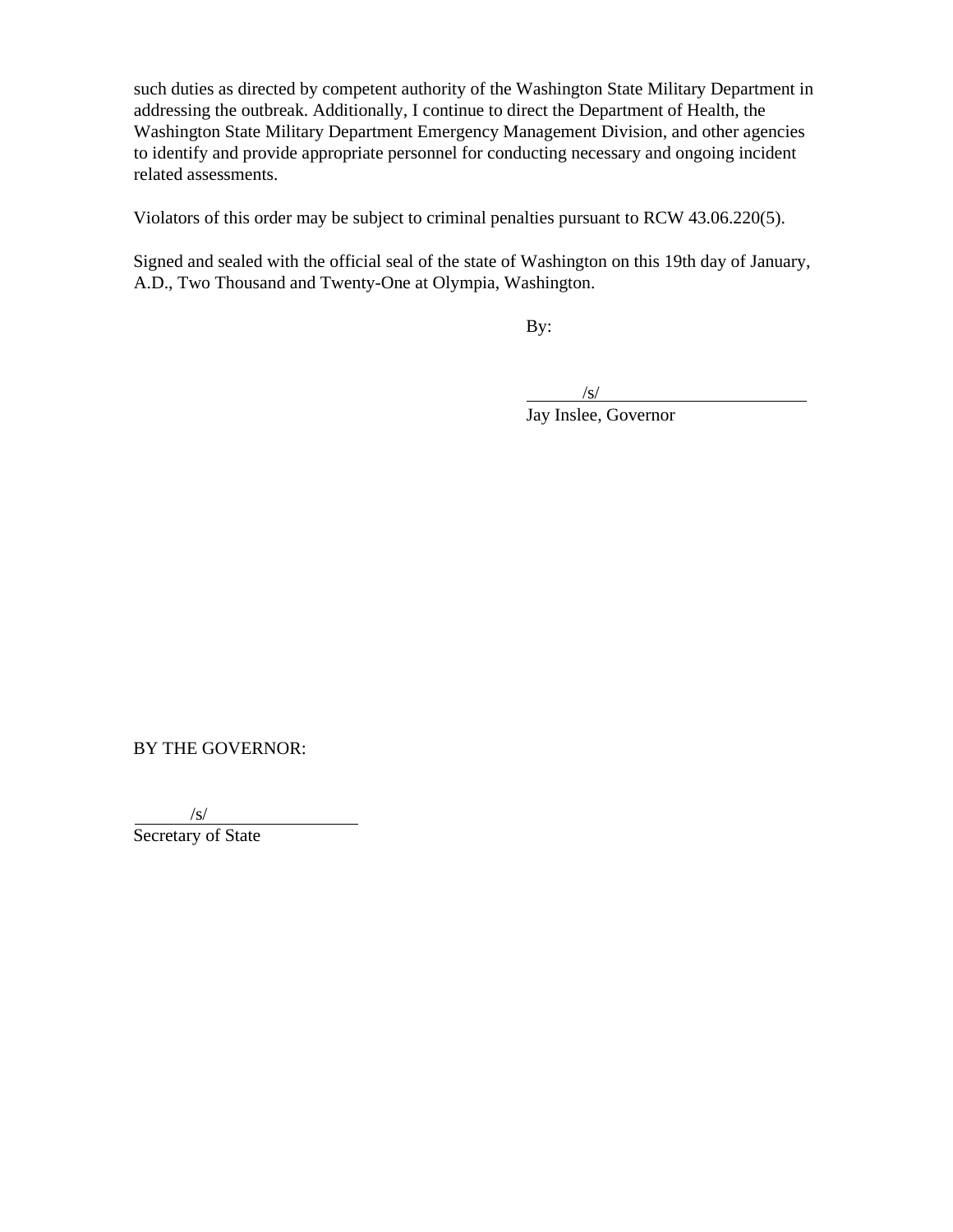such duties as directed by competent authority of the Washington State Military Department in addressing the outbreak. Additionally, I continue to direct the Department of Health, the Washington State Military Department Emergency Management Division, and other agencies to identify and provide appropriate personnel for conducting necessary and ongoing incident related assessments.

Violators of this order may be subject to criminal penalties pursuant to RCW 43.06.220(5).

Signed and sealed with the official seal of the state of Washington on this 19th day of January, A.D., Two Thousand and Twenty-One at Olympia, Washington.

By:

/s/
Jay Inslee, Governor

BY THE GOVERNOR:

/s/
Secretary of State